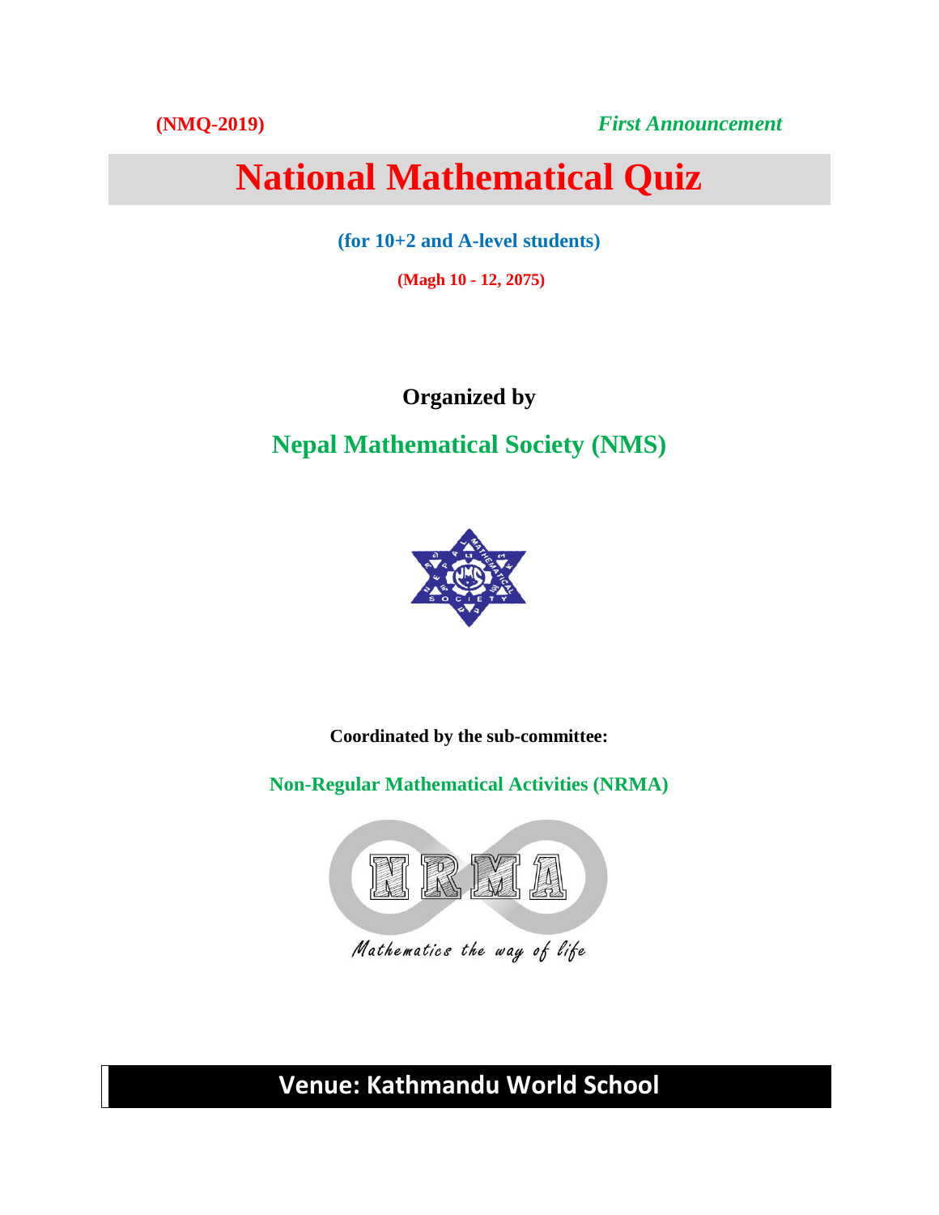**(NMQ-2019)** *First Announcement*

# National Mathematical Quiz

**(for 10+2 and A-level students)**

**(Magh 10 - 12, 2075)**

## Organized by

## Nepal Mathematical Society (NMS)

**Coordinated by the sub-committee:**

**Non-Regular Mathematical Activities (NRMA)**

## Venue: Kathmandu World School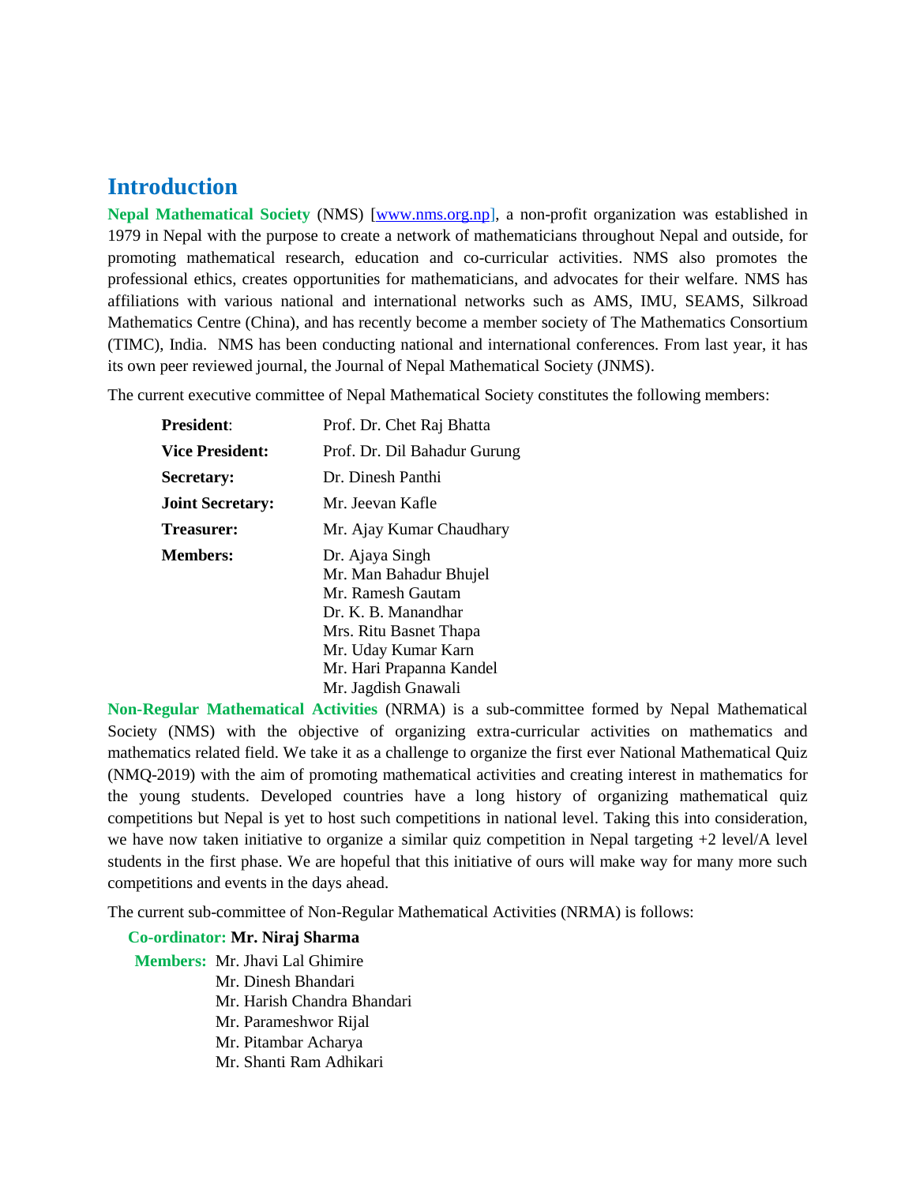## Introduction

**Nepal Mathematical Society** (NMS) [www.nms.org.np], a non-profit organization was established in 1979 in Nepal with the purpose to create a network of mathematicians throughout Nepal and outside, for promoting mathematical research, education and co-curricular activities. NMS also promotes the professional ethics, creates opportunities for mathematicians, and advocates for their welfare. NMS has affiliations with various national and international networks such as AMS, IMU, SEAMS, Silkroad Mathematics Centre (China), and has recently become a member society of The Mathematics Consortium (TIMC), India. NMS has been conducting national and international conferences. From last year, it has its own peer reviewed journal, the Journal of Nepal Mathematical Society (JNMS).

The current executive committee of Nepal Mathematical Society constitutes the following members:

| | |
|---|---|
| **President**: | Prof. Dr. Chet Raj Bhatta |
| **Vice President:** | Prof. Dr. Dil Bahadur Gurung |
| **Secretary:** | Dr. Dinesh Panthi |
| **Joint Secretary:** | Mr. Jeevan Kafle |
| **Treasurer:** | Mr. Ajay Kumar Chaudhary |
| **Members:** | Dr. Ajaya Singh<br>Mr. Man Bahadur Bhujel<br>Mr. Ramesh Gautam<br>Dr. K. B. Manandhar<br>Mrs. Ritu Basnet Thapa<br>Mr. Uday Kumar Karn<br>Mr. Hari Prapanna Kandel<br>Mr. Jagdish Gnawali |

**Non-Regular Mathematical Activities** (NRMA) is a sub-committee formed by Nepal Mathematical Society (NMS) with the objective of organizing extra-curricular activities on mathematics and mathematics related field. We take it as a challenge to organize the first ever National Mathematical Quiz (NMQ-2019) with the aim of promoting mathematical activities and creating interest in mathematics for the young students. Developed countries have a long history of organizing mathematical quiz competitions but Nepal is yet to host such competitions in national level. Taking this into consideration, we have now taken initiative to organize a similar quiz competition in Nepal targeting +2 level/A level students in the first phase. We are hopeful that this initiative of ours will make way for many more such competitions and events in the days ahead.

The current sub-committee of Non-Regular Mathematical Activities (NRMA) is follows:

**Co-ordinator: Mr. Niraj Sharma**

**Members:** Mr. Jhavi Lal Ghimire
Mr. Dinesh Bhandari
Mr. Harish Chandra Bhandari
Mr. Parameshwor Rijal
Mr. Pitambar Acharya
Mr. Shanti Ram Adhikari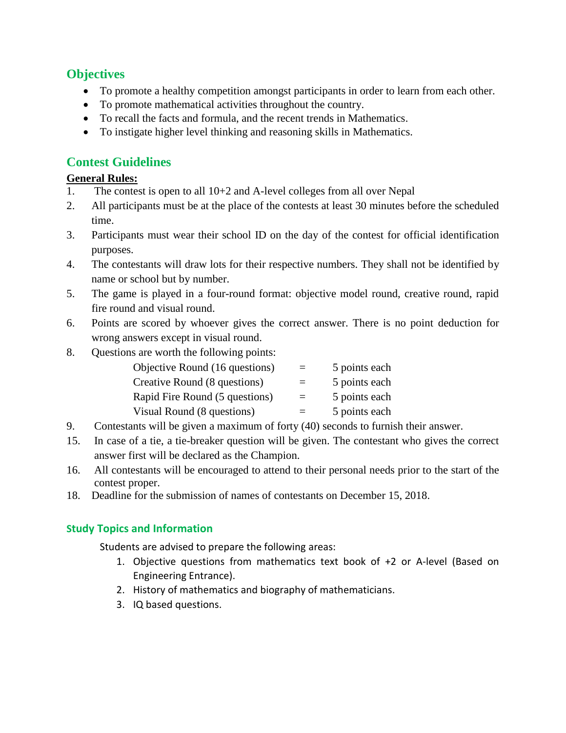## Objectives

- To promote a healthy competition amongst participants in order to learn from each other.
- To promote mathematical activities throughout the country.
- To recall the facts and formula, and the recent trends in Mathematics.
- To instigate higher level thinking and reasoning skills in Mathematics.

## Contest Guidelines

**General Rules:**

1. The contest is open to all 10+2 and A-level colleges from all over Nepal
2. All participants must be at the place of the contests at least 30 minutes before the scheduled time.
3. Participants must wear their school ID on the day of the contest for official identification purposes.
4. The contestants will draw lots for their respective numbers. They shall not be identified by name or school but by number.
5. The game is played in a four-round format: objective model round, creative round, rapid fire round and visual round.
6. Points are scored by whoever gives the correct answer. There is no point deduction for wrong answers except in visual round.

8. Questions are worth the following points:

| | | |
|---|---|---|
| Objective Round (16 questions) | = | 5 points each |
| Creative Round (8 questions) | = | 5 points each |
| Rapid Fire Round (5 questions) | = | 5 points each |
| Visual Round (8 questions) | = | 5 points each |

9. Contestants will be given a maximum of forty (40) seconds to furnish their answer.

15. In case of a tie, a tie-breaker question will be given. The contestant who gives the correct answer first will be declared as the Champion.
16. All contestants will be encouraged to attend to their personal needs prior to the start of the contest proper.

18. Deadline for the submission of names of contestants on December 15, 2018.

### Study Topics and Information

Students are advised to prepare the following areas:

1. Objective questions from mathematics text book of +2 or A-level (Based on Engineering Entrance).
2. History of mathematics and biography of mathematicians.
3. IQ based questions.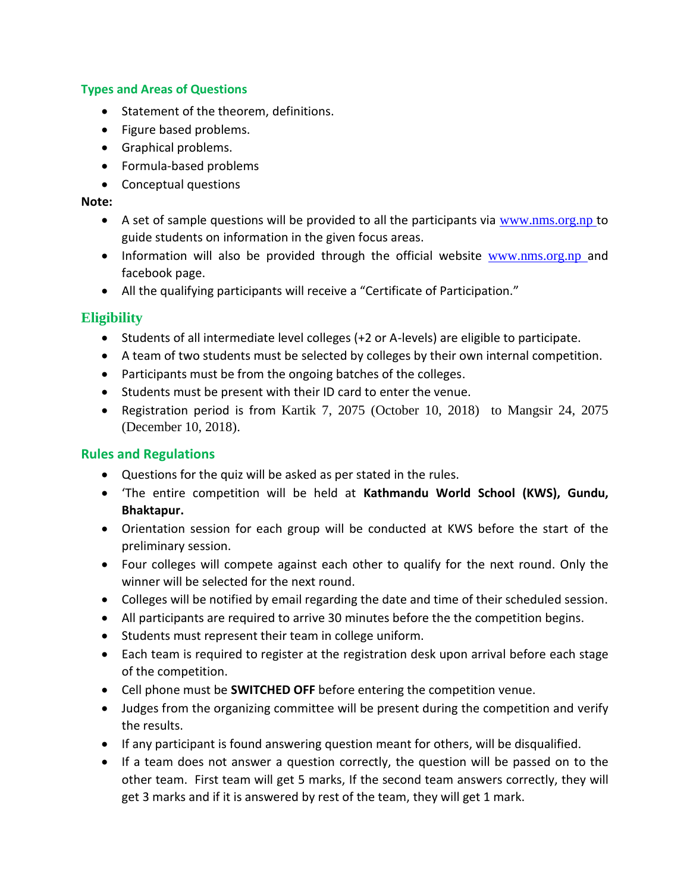### Types and Areas of Questions

- Statement of the theorem, definitions.
- Figure based problems.
- Graphical problems.
- Formula-based problems
- Conceptual questions

**Note:**

- A set of sample questions will be provided to all the participants via www.nms.org.np to guide students on information in the given focus areas.
- Information will also be provided through the official website www.nms.org.np and facebook page.
- All the qualifying participants will receive a "Certificate of Participation."

## Eligibility

- Students of all intermediate level colleges (+2 or A-levels) are eligible to participate.
- A team of two students must be selected by colleges by their own internal competition.
- Participants must be from the ongoing batches of the colleges.
- Students must be present with their ID card to enter the venue.
- Registration period is from Kartik 7, 2075 (October 10, 2018) to Mangsir 24, 2075 (December 10, 2018).

### Rules and Regulations

- Questions for the quiz will be asked as per stated in the rules.
- 'The entire competition will be held at **Kathmandu World School (KWS), Gundu, Bhaktapur.**
- Orientation session for each group will be conducted at KWS before the start of the preliminary session.
- Four colleges will compete against each other to qualify for the next round. Only the winner will be selected for the next round.
- Colleges will be notified by email regarding the date and time of their scheduled session.
- All participants are required to arrive 30 minutes before the the competition begins.
- Students must represent their team in college uniform.
- Each team is required to register at the registration desk upon arrival before each stage of the competition.
- Cell phone must be **SWITCHED OFF** before entering the competition venue.
- Judges from the organizing committee will be present during the competition and verify the results.
- If any participant is found answering question meant for others, will be disqualified.
- If a team does not answer a question correctly, the question will be passed on to the other team. First team will get 5 marks, If the second team answers correctly, they will get 3 marks and if it is answered by rest of the team, they will get 1 mark.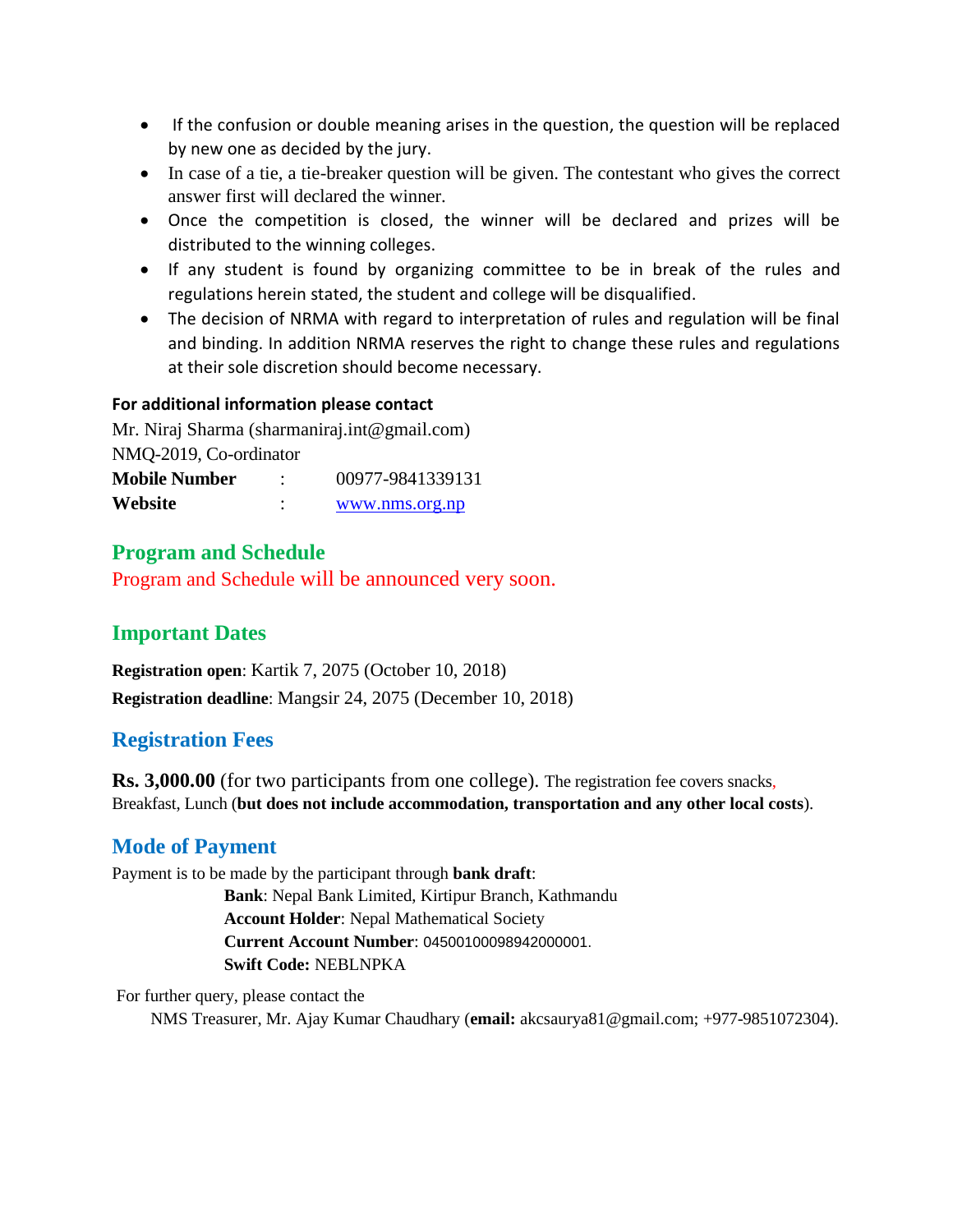- If the confusion or double meaning arises in the question, the question will be replaced by new one as decided by the jury.
- In case of a tie, a tie-breaker question will be given. The contestant who gives the correct answer first will declared the winner.
- Once the competition is closed, the winner will be declared and prizes will be distributed to the winning colleges.
- If any student is found by organizing committee to be in break of the rules and regulations herein stated, the student and college will be disqualified.
- The decision of NRMA with regard to interpretation of rules and regulation will be final and binding. In addition NRMA reserves the right to change these rules and regulations at their sole discretion should become necessary.

**For additional information please contact**

Mr. Niraj Sharma (sharmaniraj.int@gmail.com)
NMQ-2019, Co-ordinator

**Mobile Number** : 00977-9841339131
**Website** : www.nms.org.np

## Program and Schedule

Program and Schedule will be announced very soon.

## Important Dates

**Registration open**: Kartik 7, 2075 (October 10, 2018)

**Registration deadline**: Mangsir 24, 2075 (December 10, 2018)

## Registration Fees

**Rs. 3,000.00** (for two participants from one college). The registration fee covers snacks, Breakfast, Lunch (**but does not include accommodation, transportation and any other local costs**).

## Mode of Payment

Payment is to be made by the participant through **bank draft**:

**Bank**: Nepal Bank Limited, Kirtipur Branch, Kathmandu
**Account Holder**: Nepal Mathematical Society
**Current Account Number**: 04500100098942000001.
**Swift Code:** NEBLNPKA

For further query, please contact the
NMS Treasurer, Mr. Ajay Kumar Chaudhary (**email:** akcsaurya81@gmail.com; +977-9851072304).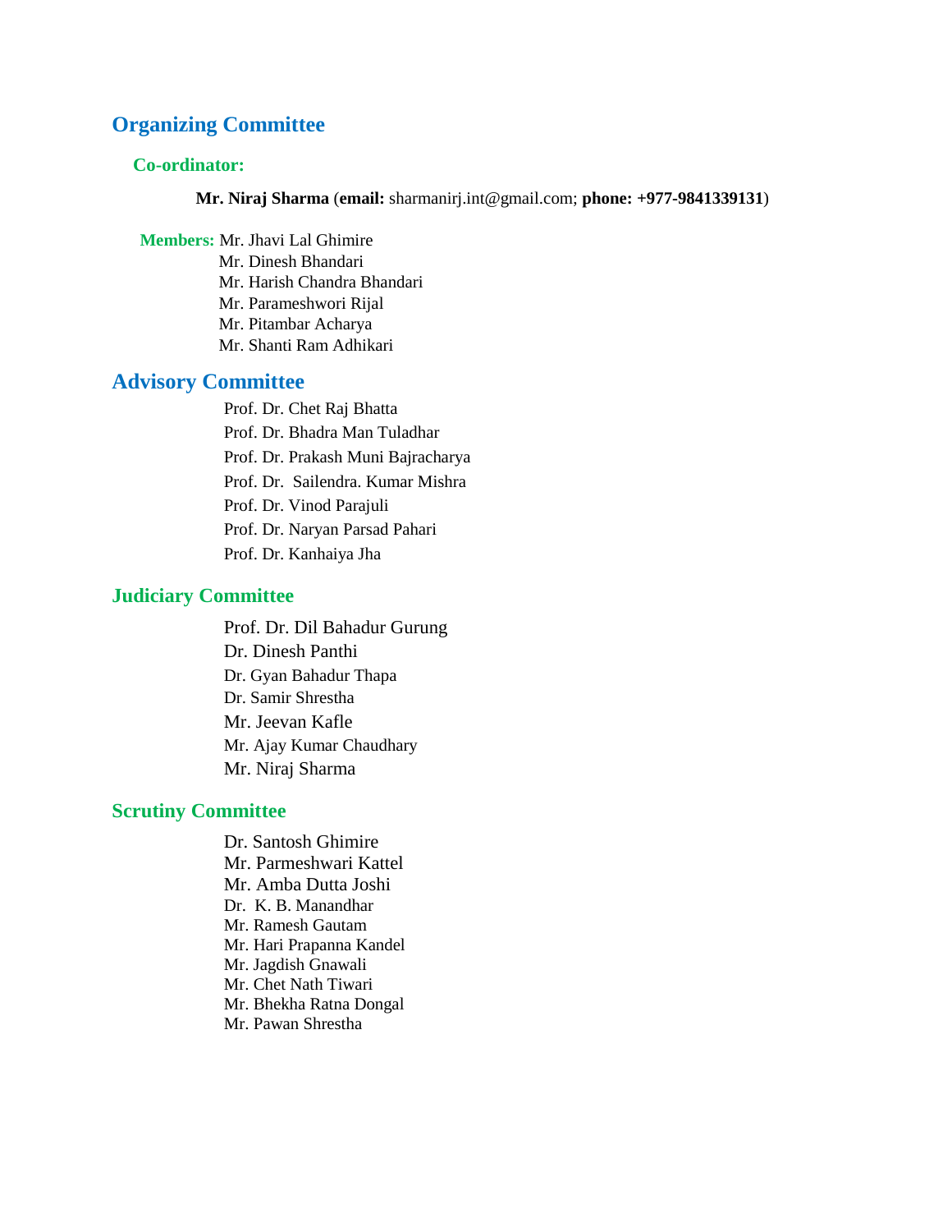## Organizing Committee

### Co-ordinator:

**Mr. Niraj Sharma** (**email:** sharmanirj.int@gmail.com; **phone: +977-9841339131**)

**Members:** Mr. Jhavi Lal Ghimire
Mr. Dinesh Bhandari
Mr. Harish Chandra Bhandari
Mr. Parameshwori Rijal
Mr. Pitambar Acharya
Mr. Shanti Ram Adhikari

## Advisory Committee

Prof. Dr. Chet Raj Bhatta
Prof. Dr. Bhadra Man Tuladhar
Prof. Dr. Prakash Muni Bajracharya
Prof. Dr. Sailendra. Kumar Mishra
Prof. Dr. Vinod Parajuli
Prof. Dr. Naryan Parsad Pahari
Prof. Dr. Kanhaiya Jha

## Judiciary Committee

Prof. Dr. Dil Bahadur Gurung
Dr. Dinesh Panthi
Dr. Gyan Bahadur Thapa
Dr. Samir Shrestha
Mr. Jeevan Kafle
Mr. Ajay Kumar Chaudhary
Mr. Niraj Sharma

## Scrutiny Committee

Dr. Santosh Ghimire
Mr. Parmeshwari Kattel
Mr. Amba Dutta Joshi
Dr. K. B. Manandhar
Mr. Ramesh Gautam
Mr. Hari Prapanna Kandel
Mr. Jagdish Gnawali
Mr. Chet Nath Tiwari
Mr. Bhekha Ratna Dongal
Mr. Pawan Shrestha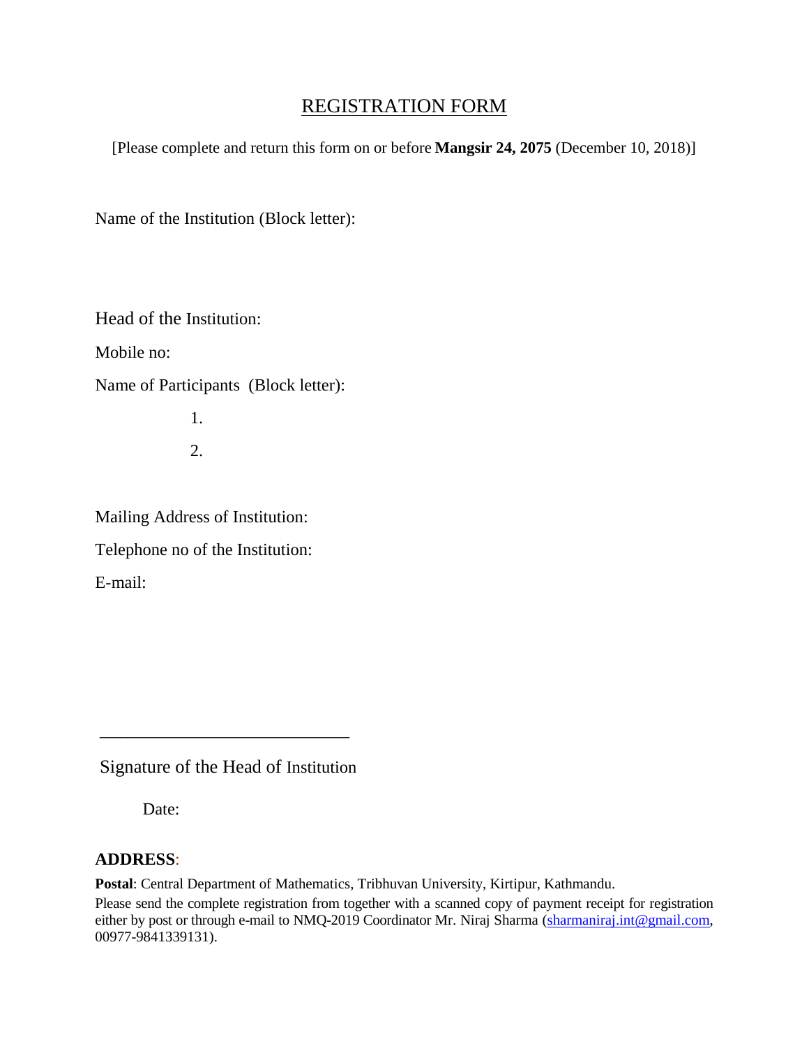# REGISTRATION FORM

[Please complete and return this form on or before **Mangsir 24, 2075** (December 10, 2018)]

Name of the Institution (Block letter):

Head of the Institution:

Mobile no:

Name of Participants (Block letter):

1.
2.

Mailing Address of Institution:

Telephone no of the Institution:

E-mail:

____________________________

Signature of the Head of Institution

Date:

**ADDRESS**:

**Postal**: Central Department of Mathematics, Tribhuvan University, Kirtipur, Kathmandu.

Please send the complete registration from together with a scanned copy of payment receipt for registration either by post or through e-mail to NMQ-2019 Coordinator Mr. Niraj Sharma (sharmaniraj.int@gmail.com, 00977-9841339131).